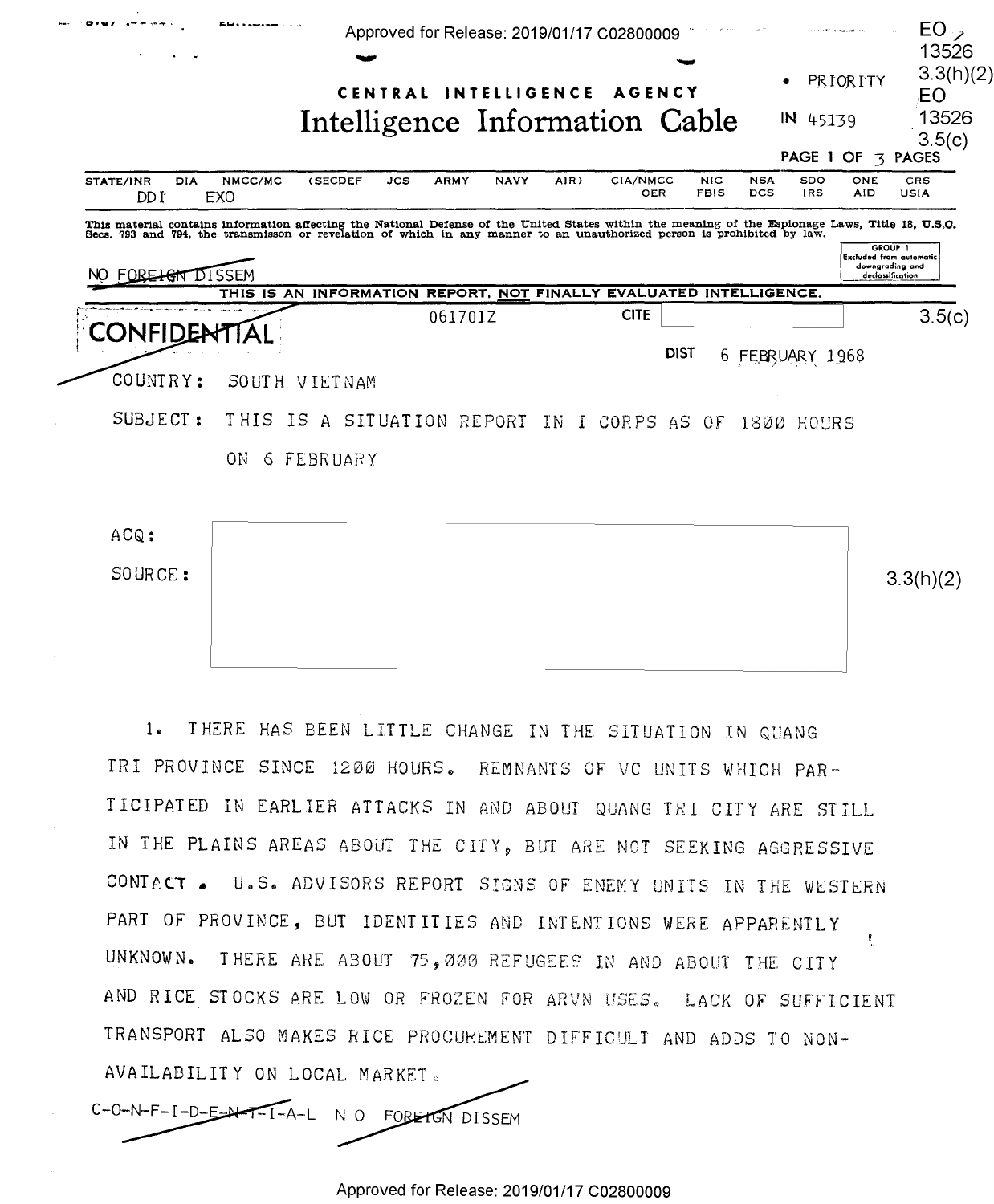EO 13526 3.3(h)(2)
EO 13526 3.5(c)

CENTRAL INTELLIGENCE AGENCY

# Intelligence Information Cable

• PRIORITY

IN 45139

PAGE 1 OF 3 PAGES

| STATE/INR | DIA | NMCC/MC | (SECDEF | JCS | ARMY | NAVY | AIR) | CIA/NMCC | NIC | NSA | SDO | ONE | CRS |
|---|---|---|---|---|---|---|---|---|---|---|---|---|---|
| DDI | EXO | | | | | | | OER | FBIS | DCS | IRS | AID | USIA |

This material contains information affecting the National Defense of the United States within the meaning of the Espionage Laws, Title 18, U.S.C. Secs. 793 and 794, the transmisson or revelation of which in any manner to an unauthorized person is prohibited by law.

GROUP 1
Excluded from automatic downgrading and declassification

NO FOREIGN DISSEM

THIS IS AN INFORMATION REPORT, NOT FINALLY EVALUATED INTELLIGENCE.

CONFIDENTIAL

061701Z

CITE [ ] 3.5(c)

DIST 6 FEBRUARY 1968

COUNTRY: SOUTH VIETNAM

SUBJECT: THIS IS A SITUATION REPORT IN I CORPS AS OF 1800 HOURS ON 6 FEBRUARY

ACQ: [ ]

SOURCE: [ ] 3.3(h)(2)

1. THERE HAS BEEN LITTLE CHANGE IN THE SITUATION IN QUANG TRI PROVINCE SINCE 1200 HOURS. REMNANTS OF VC UNITS WHICH PARTICIPATED IN EARLIER ATTACKS IN AND ABOUT QUANG TRI CITY ARE STILL IN THE PLAINS AREAS ABOUT THE CITY, BUT ARE NOT SEEKING AGGRESSIVE CONTACT. U.S. ADVISORS REPORT SIGNS OF ENEMY UNITS IN THE WESTERN PART OF PROVINCE, BUT IDENTITIES AND INTENTIONS WERE APPARENTLY UNKNOWN. THERE ARE ABOUT 75,000 REFUGEES IN AND ABOUT THE CITY AND RICE STOCKS ARE LOW OR FROZEN FOR ARVN USES. LACK OF SUFFICIENT TRANSPORT ALSO MAKES RICE PROCUREMENT DIFFICULT AND ADDS TO NON-AVAILABILITY ON LOCAL MARKET.

C-O-N-F-I-D-E-N-T-I-A-L NO FOREIGN DISSEM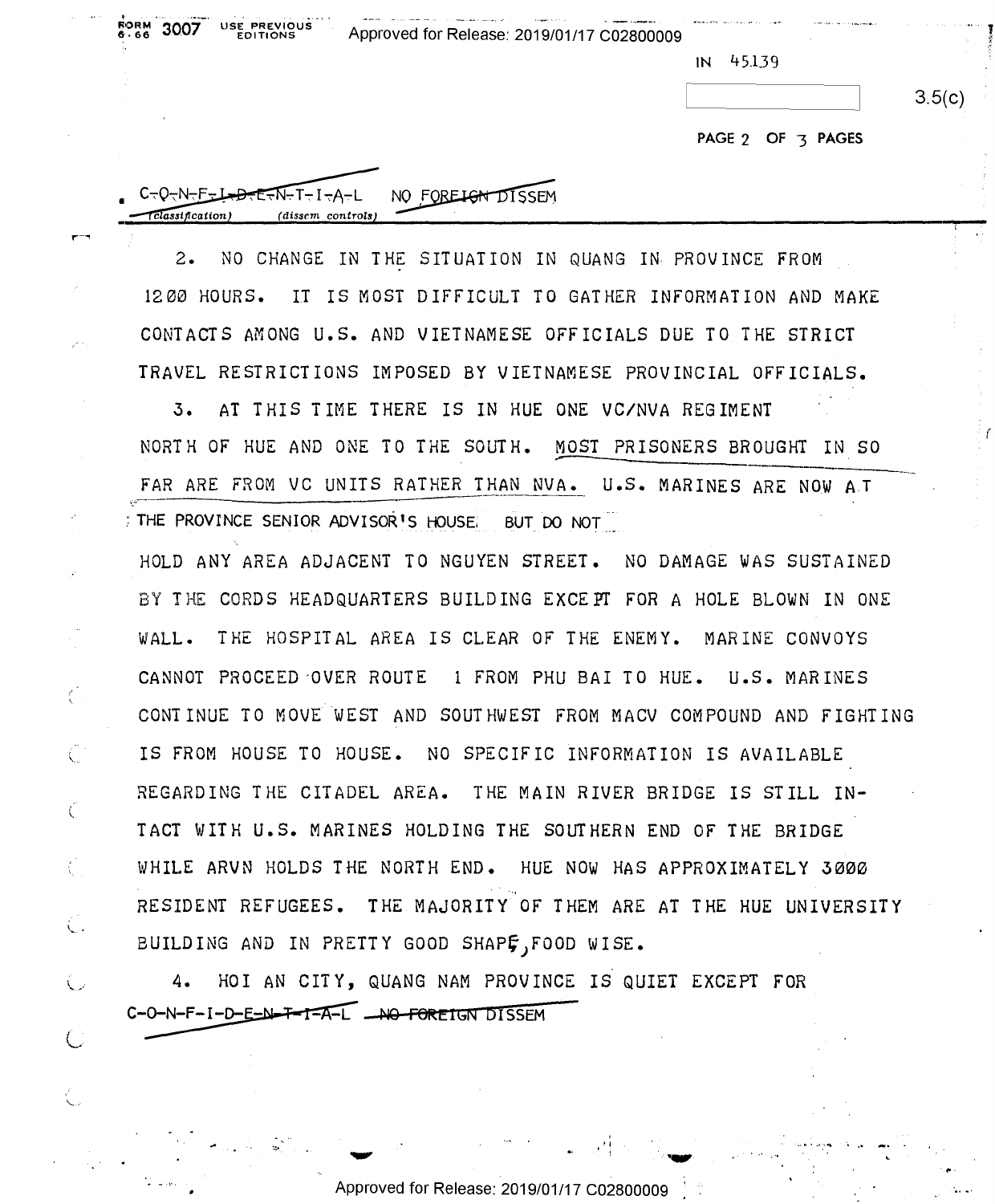IN 45139

3.5(c)

C-O-N-F-I-D-E-N-T-I-A-L NO FOREIGN DISSEM
(classification) (dissem controls)

2. NO CHANGE IN THE SITUATION IN QUANG IN PROVINCE FROM 1200 HOURS. IT IS MOST DIFFICULT TO GATHER INFORMATION AND MAKE CONTACTS AMONG U.S. AND VIETNAMESE OFFICIALS DUE TO THE STRICT TRAVEL RESTRICTIONS IMPOSED BY VIETNAMESE PROVINCIAL OFFICIALS.

3. AT THIS TIME THERE IS IN HUE ONE VC/NVA REGIMENT NORTH OF HUE AND ONE TO THE SOUTH. MOST PRISONERS BROUGHT IN SO FAR ARE FROM VC UNITS RATHER THAN NVA. U.S. MARINES ARE NOW AT THE PROVINCE SENIOR ADVISOR'S HOUSE, BUT DO NOT HOLD ANY AREA ADJACENT TO NGUYEN STREET. NO DAMAGE WAS SUSTAINED BY THE CORDS HEADQUARTERS BUILDING EXCEPT FOR A HOLE BLOWN IN ONE WALL. THE HOSPITAL AREA IS CLEAR OF THE ENEMY. MARINE CONVOYS CANNOT PROCEED OVER ROUTE 1 FROM PHU BAI TO HUE. U.S. MARINES CONTINUE TO MOVE WEST AND SOUTHWEST FROM MACV COMPOUND AND FIGHTING IS FROM HOUSE TO HOUSE. NO SPECIFIC INFORMATION IS AVAILABLE REGARDING THE CITADEL AREA. THE MAIN RIVER BRIDGE IS STILL INTACT WITH U.S. MARINES HOLDING THE SOUTHERN END OF THE BRIDGE WHILE ARVN HOLDS THE NORTH END. HUE NOW HAS APPROXIMATELY 3000 RESIDENT REFUGEES. THE MAJORITY OF THEM ARE AT THE HUE UNIVERSITY BUILDING AND IN PRETTY GOOD SHAPE, FOOD WISE.

4. HOI AN CITY, QUANG NAM PROVINCE IS QUIET EXCEPT FOR

C-O-N-F-I-D-E-N-T-I-A-L NO FOREIGN DISSEM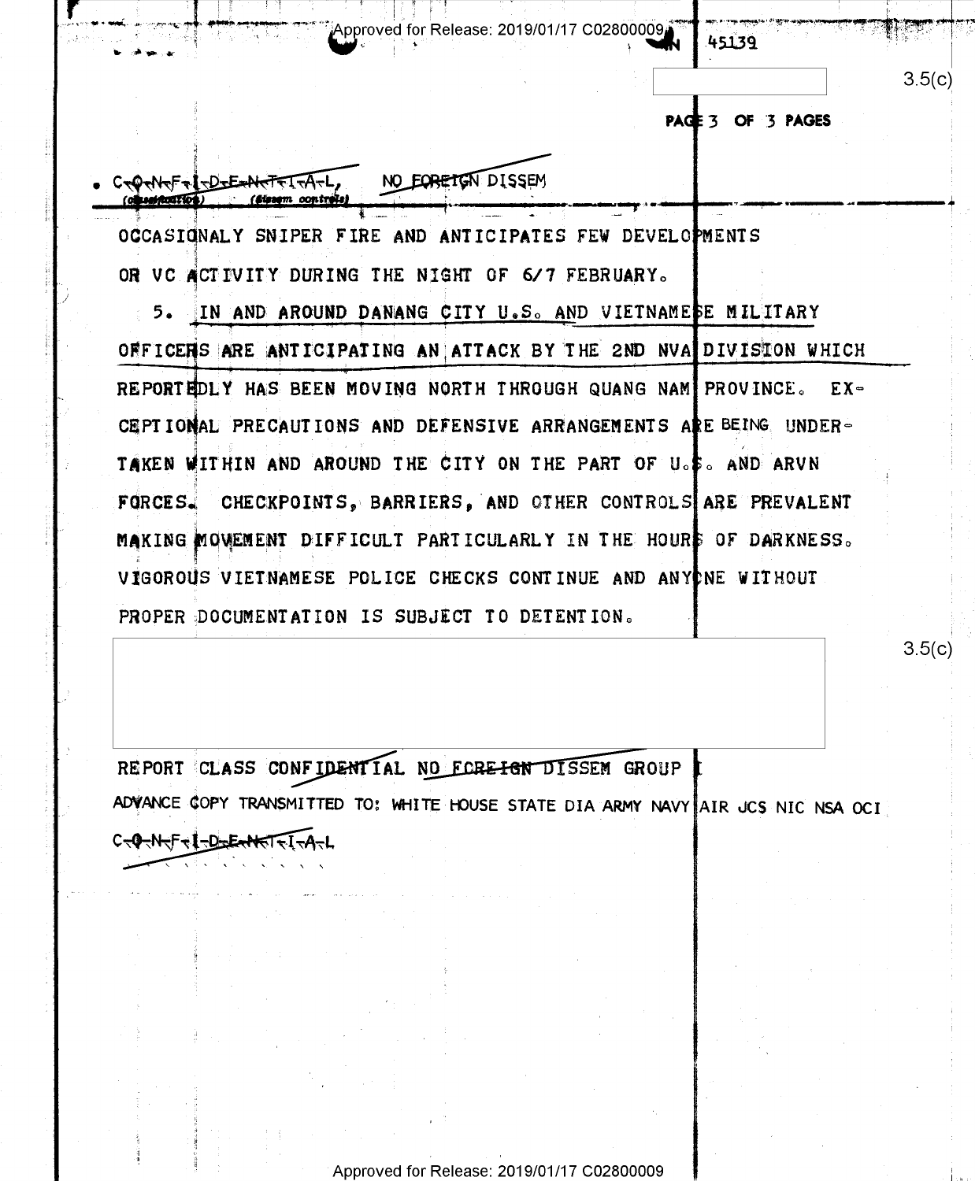45139

3.5(c)

C-O-N-F-I-D-E-N-T-I-A-L, NO FOREIGN DISSEM

(classification) (dissem controls)

OCCASIONALY SNIPER FIRE AND ANTICIPATES FEW DEVELOPMENTS OR VC ACTIVITY DURING THE NIGHT OF 6/7 FEBRUARY.

5. IN AND AROUND DANANG CITY U.S. AND VIETNAMESE MILITARY OFFICERS ARE ANTICIPATING AN ATTACK BY THE 2ND NVA DIVISION WHICH REPORTEDLY HAS BEEN MOVING NORTH THROUGH QUANG NAM PROVINCE. EXCEPTIONAL PRECAUTIONS AND DEFENSIVE ARRANGEMENTS ARE BEING UNDERTAKEN WITHIN AND AROUND THE CITY ON THE PART OF U.S. AND ARVN FORCES. CHECKPOINTS, BARRIERS, AND OTHER CONTROLS ARE PREVALENT MAKING MOVEMENT DIFFICULT PARTICULARLY IN THE HOURS OF DARKNESS. VIGOROUS VIETNAMESE POLICE CHECKS CONTINUE AND ANYONE WITHOUT PROPER DOCUMENTATION IS SUBJECT TO DETENTION.

3.5(c)

REPORT CLASS CONFIDENTIAL NO FOREIGN DISSEM GROUP I

ADVANCE COPY TRANSMITTED TO: WHITE HOUSE STATE DIA ARMY NAVY AIR JCS NIC NSA OCI

C-O-N-F-I-D-E-N-T-I-A-L